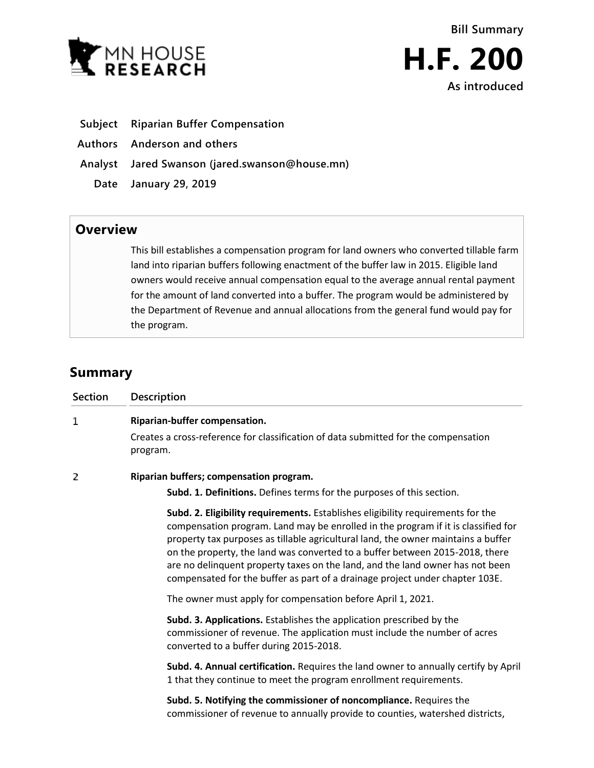MN HOUSE RESEARCH

# Bill Summary

# H.F. 200

**As introduced**

**Subject** Riparian Buffer Compensation

**Authors** Anderson and others

**Analyst** Jared Swanson (jared.swanson@house.mn)

**Date** January 29, 2019

## Overview

This bill establishes a compensation program for land owners who converted tillable farm land into riparian buffers following enactment of the buffer law in 2015. Eligible land owners would receive annual compensation equal to the average annual rental payment for the amount of land converted into a buffer. The program would be administered by the Department of Revenue and annual allocations from the general fund would pay for the program.

## Summary

| Section | Description |
|---|---|
| 1 | **Riparian-buffer compensation.**<br>Creates a cross-reference for classification of data submitted for the compensation program. |
| 2 | **Riparian buffers; compensation program.**<br>**Subd. 1. Definitions.** Defines terms for the purposes of this section.<br>**Subd. 2. Eligibility requirements.** Establishes eligibility requirements for the compensation program. Land may be enrolled in the program if it is classified for property tax purposes as tillable agricultural land, the owner maintains a buffer on the property, the land was converted to a buffer between 2015-2018, there are no delinquent property taxes on the land, and the land owner has not been compensated for the buffer as part of a drainage project under chapter 103E.<br>The owner must apply for compensation before April 1, 2021.<br>**Subd. 3. Applications.** Establishes the application prescribed by the commissioner of revenue. The application must include the number of acres converted to a buffer during 2015-2018.<br>**Subd. 4. Annual certification.** Requires the land owner to annually certify by April 1 that they continue to meet the program enrollment requirements.<br>**Subd. 5. Notifying the commissioner of noncompliance.** Requires the commissioner of revenue to annually provide to counties, watershed districts, |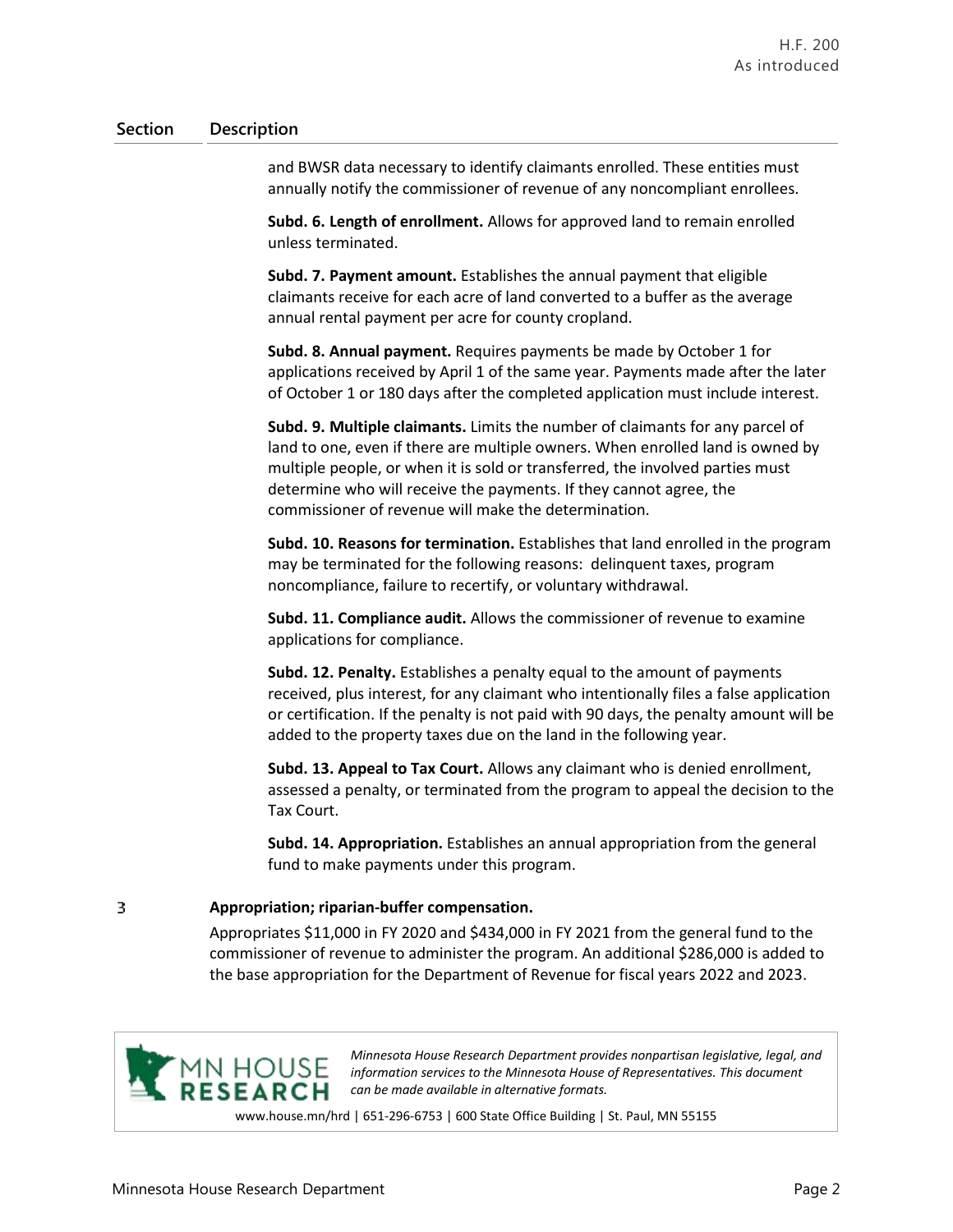| Section | Description |
|---|---|
| | and BWSR data necessary to identify claimants enrolled. These entities must annually notify the commissioner of revenue of any noncompliant enrollees. |
| | **Subd. 6. Length of enrollment.** Allows for approved land to remain enrolled unless terminated. |
| | **Subd. 7. Payment amount.** Establishes the annual payment that eligible claimants receive for each acre of land converted to a buffer as the average annual rental payment per acre for county cropland. |
| | **Subd. 8. Annual payment.** Requires payments be made by October 1 for applications received by April 1 of the same year. Payments made after the later of October 1 or 180 days after the completed application must include interest. |
| | **Subd. 9. Multiple claimants.** Limits the number of claimants for any parcel of land to one, even if there are multiple owners. When enrolled land is owned by multiple people, or when it is sold or transferred, the involved parties must determine who will receive the payments. If they cannot agree, the commissioner of revenue will make the determination. |
| | **Subd. 10. Reasons for termination.** Establishes that land enrolled in the program may be terminated for the following reasons: delinquent taxes, program noncompliance, failure to recertify, or voluntary withdrawal. |
| | **Subd. 11. Compliance audit.** Allows the commissioner of revenue to examine applications for compliance. |
| | **Subd. 12. Penalty.** Establishes a penalty equal to the amount of payments received, plus interest, for any claimant who intentionally files a false application or certification. If the penalty is not paid with 90 days, the penalty amount will be added to the property taxes due on the land in the following year. |
| | **Subd. 13. Appeal to Tax Court.** Allows any claimant who is denied enrollment, assessed a penalty, or terminated from the program to appeal the decision to the Tax Court. |
| | **Subd. 14. Appropriation.** Establishes an annual appropriation from the general fund to make payments under this program. |
| 3 | **Appropriation; riparian-buffer compensation.**<br>Appropriates \$11,000 in FY 2020 and \$434,000 in FY 2021 from the general fund to the commissioner of revenue to administer the program. An additional \$286,000 is added to the base appropriation for the Department of Revenue for fiscal years 2022 and 2023. |

MN HOUSE RESEARCH

*Minnesota House Research Department provides nonpartisan legislative, legal, and information services to the Minnesota House of Representatives. This document can be made available in alternative formats.*

www.house.mn/hrd | 651-296-6753 | 600 State Office Building | St. Paul, MN 55155